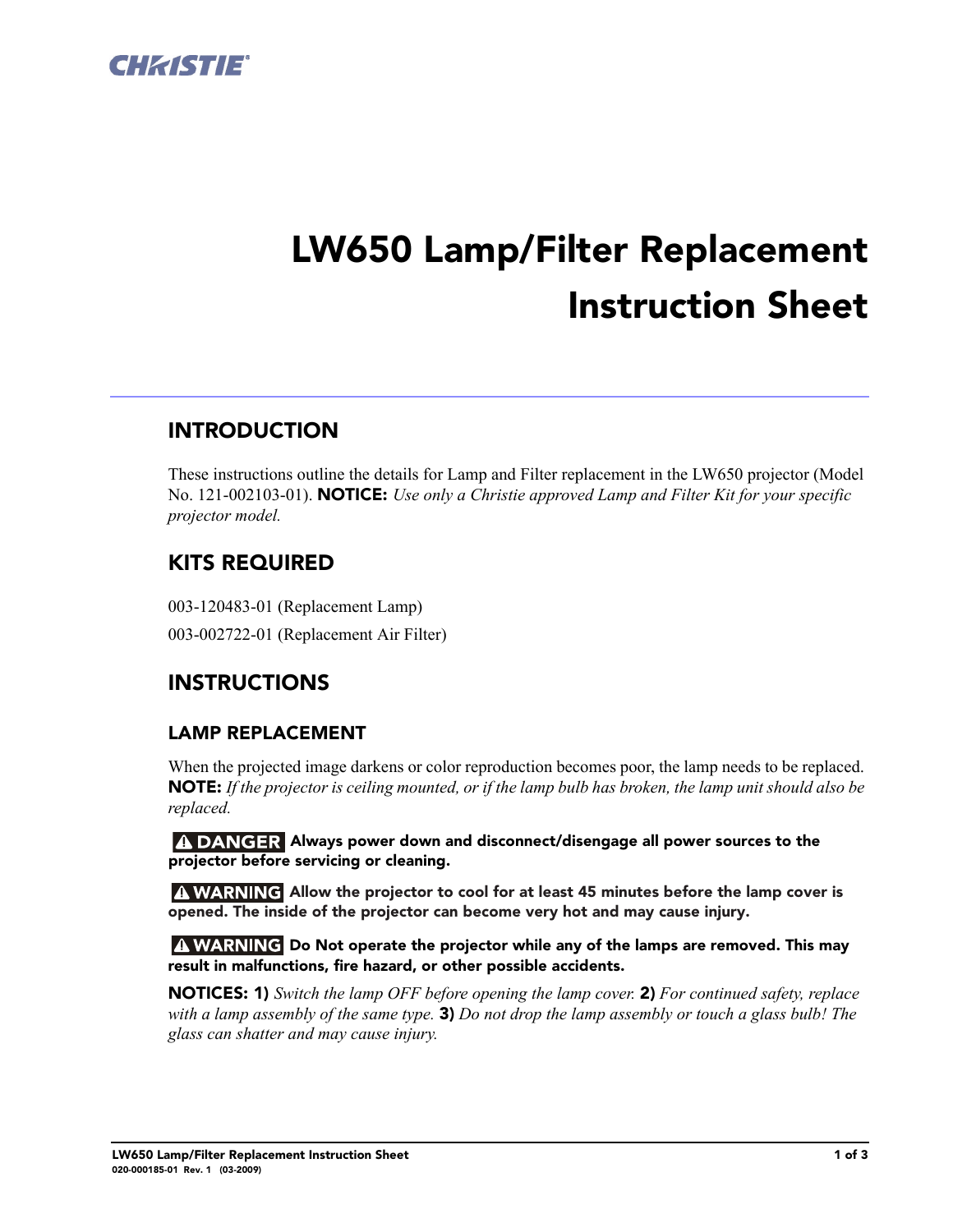CHRISTIE

# LW650 Lamp/Filter Replacement Instruction Sheet

## INTRODUCTION

These instructions outline the details for Lamp and Filter replacement in the LW650 projector (Model No. 121-002103-01). **NOTICE:** *Use only a Christie approved Lamp and Filter Kit for your specific projector model.*

## KITS REQUIRED

003-120483-01 (Replacement Lamp)

003-002722-01 (Replacement Air Filter)

## INSTRUCTIONS

### LAMP REPLACEMENT

When the projected image darkens or color reproduction becomes poor, the lamp needs to be replaced. **NOTE:** *If the projector is ceiling mounted, or if the lamp bulb has broken, the lamp unit should also be replaced.*

**⚠ DANGER Always power down and disconnect/disengage all power sources to the projector before servicing or cleaning.**

**⚠ WARNING Allow the projector to cool for at least 45 minutes before the lamp cover is opened. The inside of the projector can become very hot and may cause injury.**

**⚠ WARNING Do Not operate the projector while any of the lamps are removed. This may result in malfunctions, fire hazard, or other possible accidents.**

**NOTICES: 1)** *Switch the lamp OFF before opening the lamp cover.* **2)** *For continued safety, replace with a lamp assembly of the same type.* **3)** *Do not drop the lamp assembly or touch a glass bulb! The glass can shatter and may cause injury.*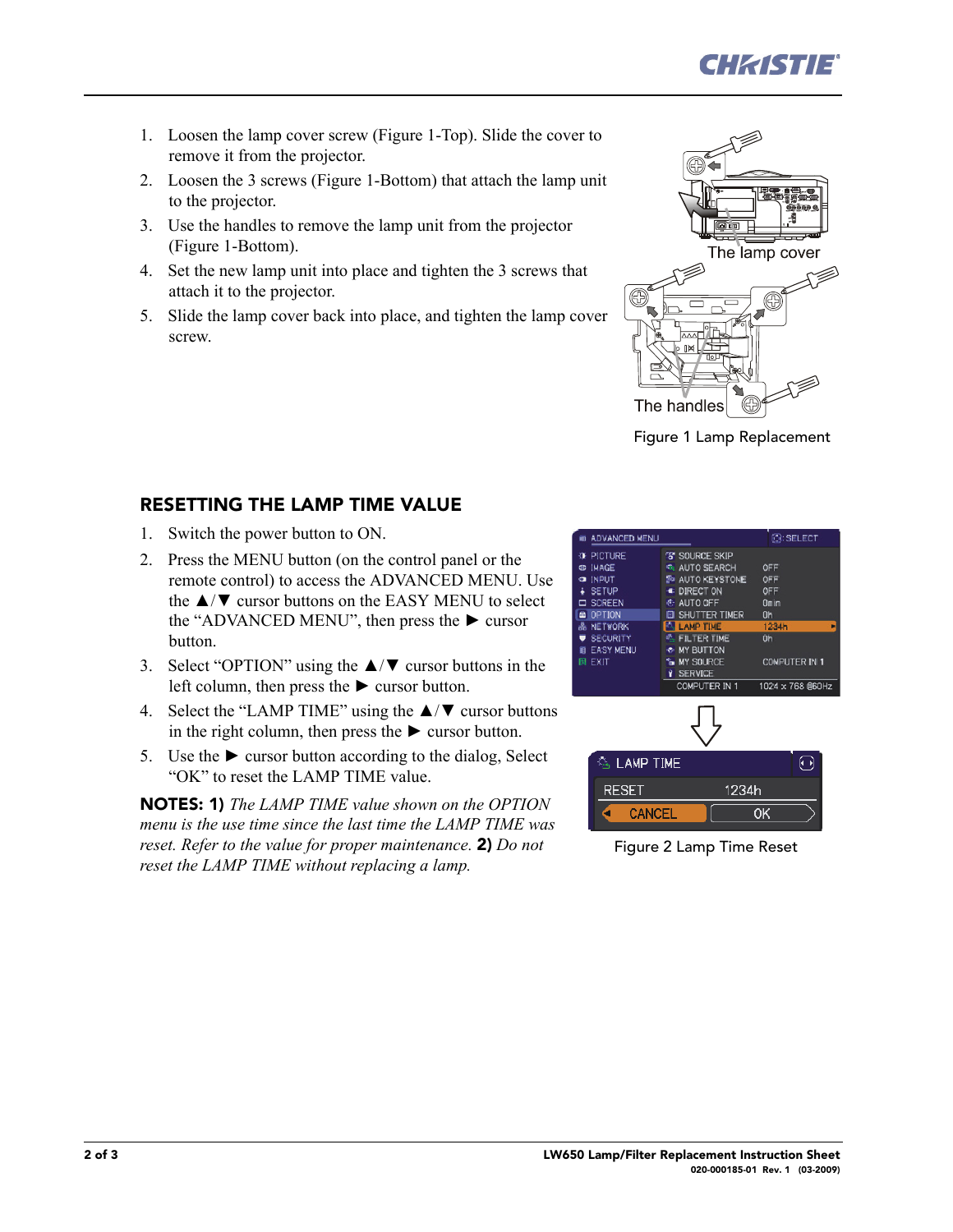1. Loosen the lamp cover screw (Figure 1-Top). Slide the cover to remove it from the projector.
2. Loosen the 3 screws (Figure 1-Bottom) that attach the lamp unit to the projector.
3. Use the handles to remove the lamp unit from the projector (Figure 1-Bottom).
4. Set the new lamp unit into place and tighten the 3 screws that attach it to the projector.
5. Slide the lamp cover back into place, and tighten the lamp cover screw.

The lamp cover

The handles

Figure 1 Lamp Replacement

## RESETTING THE LAMP TIME VALUE

1. Switch the power button to ON.
2. Press the MENU button (on the control panel or the remote control) to access the ADVANCED MENU. Use the ▲/▼ cursor buttons on the EASY MENU to select the "ADVANCED MENU", then press the ► cursor button.
3. Select "OPTION" using the ▲/▼ cursor buttons in the left column, then press the ► cursor button.
4. Select the "LAMP TIME" using the ▲/▼ cursor buttons in the right column, then press the ► cursor button.
5. Use the ► cursor button according to the dialog, Select "OK" to reset the LAMP TIME value.

**NOTES: 1)** *The LAMP TIME value shown on the OPTION menu is the use time since the last time the LAMP TIME was reset. Refer to the value for proper maintenance.* **2)** *Do not reset the LAMP TIME without replacing a lamp.*

Figure 2 Lamp Time Reset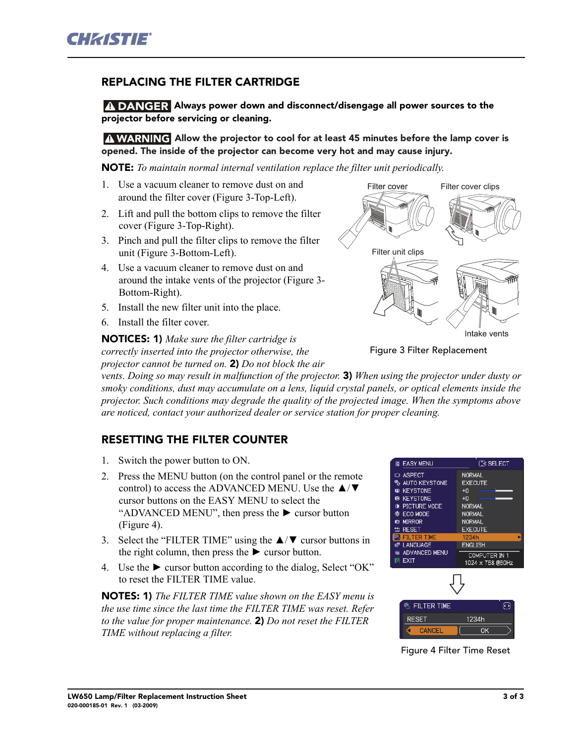## REPLACING THE FILTER CARTRIDGE

**⚠ DANGER Always power down and disconnect/disengage all power sources to the projector before servicing or cleaning.**

**⚠ WARNING Allow the projector to cool for at least 45 minutes before the lamp cover is opened. The inside of the projector can become very hot and may cause injury.**

**NOTE:** *To maintain normal internal ventilation replace the filter unit periodically.*

1. Use a vacuum cleaner to remove dust on and around the filter cover (Figure 3-Top-Left).
2. Lift and pull the bottom clips to remove the filter cover (Figure 3-Top-Right).
3. Pinch and pull the filter clips to remove the filter unit (Figure 3-Bottom-Left).
4. Use a vacuum cleaner to remove dust on and around the intake vents of the projector (Figure 3-Bottom-Right).
5. Install the new filter unit into the place.
6. Install the filter cover.

Filter cover

Filter cover clips

Filter unit clips

Intake vents

Figure 3 Filter Replacement

**NOTICES: 1)** *Make sure the filter cartridge is correctly inserted into the projector otherwise, the projector cannot be turned on.* **2)** *Do not block the air vents. Doing so may result in malfunction of the projector.* **3)** *When using the projector under dusty or smoky conditions, dust may accumulate on a lens, liquid crystal panels, or optical elements inside the projector. Such conditions may degrade the quality of the projected image. When the symptoms above are noticed, contact your authorized dealer or service station for proper cleaning.*

## RESETTING THE FILTER COUNTER

1. Switch the power button to ON.
2. Press the MENU button (on the control panel or the remote control) to access the ADVANCED MENU. Use the ▲/▼ cursor buttons on the EASY MENU to select the "ADVANCED MENU", then press the ► cursor button (Figure 4).
3. Select the "FILTER TIME" using the ▲/▼ cursor buttons in the right column, then press the ► cursor button.
4. Use the ► cursor button according to the dialog, Select "OK" to reset the FILTER TIME value.

**NOTES: 1)** *The FILTER TIME value shown on the EASY menu is the use time since the last time the FILTER TIME was reset. Refer to the value for proper maintenance.* **2)** *Do not reset the FILTER TIME without replacing a filter.*

EASY MENU | SELECT

ASPECT NORMAL
AUTO KEYSTONE EXECUTE
KEYSTONE +0
KEYSTONE +0
PICTURE MODE NORMAL
ECO MODE NORMAL
MIRROR NORMAL
RESET EXECUTE
FILTER TIME 1234h
LANGUAGE ENGLISH
ADVANCED MENU COMPUTER IN 1
EXIT 1024 x 768 @60Hz

FILTER TIME
RESET 1234h
CANCEL OK

Figure 4 Filter Time Reset